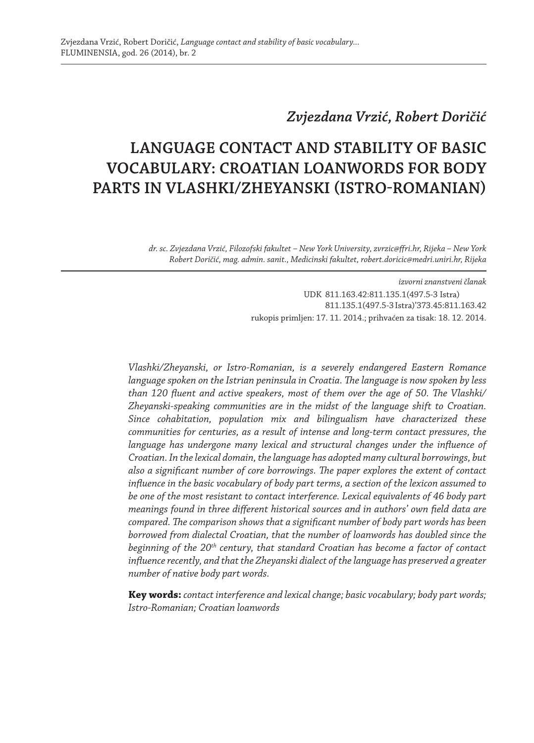*Zvjezdana Vrzić, Robert Doričić*

# LANGUAGE CONTACT AND STABILITY OF BASIC VOCABULARY: CROATIAN LOANWORDS FOR BODY PARTS IN VLASHKI/ZHEYANSKI (ISTRO-ROMANIAN)

*dr. sc. Zvjezdana Vrzić, Filozofski fakultet – New York University, zvrzic@ffri.hr, Rijeka – New York*
*Robert Doričić, mag. admin. sanit., Medicinski fakultet, robert.doricic@medri.uniri.hr, Rijeka*

*izvorni znanstveni članak*
UDK 811.163.42:811.135.1(497.5-3 Istra)
811.135.1(497.5-3 Istra)'373.45:811.163.42
rukopis primljen: 17. 11. 2014.; prihvaćen za tisak: 18. 12. 2014.

*Vlashki/Zheyanski, or Istro-Romanian, is a severely endangered Eastern Romance language spoken on the Istrian peninsula in Croatia. The language is now spoken by less than 120 fluent and active speakers, most of them over the age of 50. The Vlashki/Zheyanski-speaking communities are in the midst of the language shift to Croatian. Since cohabitation, population mix and bilingualism have characterized these communities for centuries, as a result of intense and long-term contact pressures, the language has undergone many lexical and structural changes under the influence of Croatian. In the lexical domain, the language has adopted many cultural borrowings, but also a significant number of core borrowings. The paper explores the extent of contact influence in the basic vocabulary of body part terms, a section of the lexicon assumed to be one of the most resistant to contact interference. Lexical equivalents of 46 body part meanings found in three different historical sources and in authors' own field data are compared. The comparison shows that a significant number of body part words has been borrowed from dialectal Croatian, that the number of loanwords has doubled since the beginning of the 20th century, that standard Croatian has become a factor of contact influence recently, and that the Zheyanski dialect of the language has preserved a greater number of native body part words.*

**Key words:** *contact interference and lexical change; basic vocabulary; body part words; Istro-Romanian; Croatian loanwords*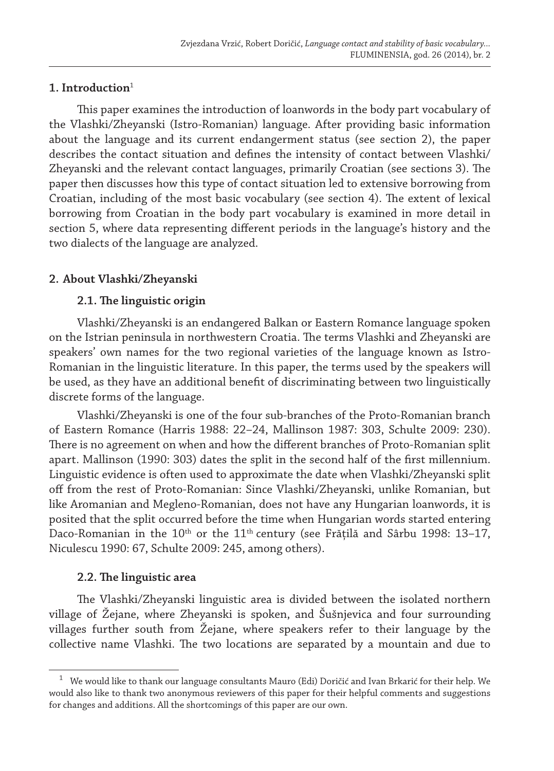## 1. Introduction[1]

This paper examines the introduction of loanwords in the body part vocabulary of the Vlashki/Zheyanski (Istro-Romanian) language. After providing basic information about the language and its current endangerment status (see section 2), the paper describes the contact situation and defines the intensity of contact between Vlashki/Zheyanski and the relevant contact languages, primarily Croatian (see sections 3). The paper then discusses how this type of contact situation led to extensive borrowing from Croatian, including of the most basic vocabulary (see section 4). The extent of lexical borrowing from Croatian in the body part vocabulary is examined in more detail in section 5, where data representing different periods in the language's history and the two dialects of the language are analyzed.

## 2. About Vlashki/Zheyanski

### 2.1. The linguistic origin

Vlashki/Zheyanski is an endangered Balkan or Eastern Romance language spoken on the Istrian peninsula in northwestern Croatia. The terms Vlashki and Zheyanski are speakers' own names for the two regional varieties of the language known as Istro-Romanian in the linguistic literature. In this paper, the terms used by the speakers will be used, as they have an additional benefit of discriminating between two linguistically discrete forms of the language.

Vlashki/Zheyanski is one of the four sub-branches of the Proto-Romanian branch of Eastern Romance (Harris 1988: 22–24, Mallinson 1987: 303, Schulte 2009: 230). There is no agreement on when and how the different branches of Proto-Romanian split apart. Mallinson (1990: 303) dates the split in the second half of the first millennium. Linguistic evidence is often used to approximate the date when Vlashki/Zheyanski split off from the rest of Proto-Romanian: Since Vlashki/Zheyanski, unlike Romanian, but like Aromanian and Megleno-Romanian, does not have any Hungarian loanwords, it is posited that the split occurred before the time when Hungarian words started entering Daco-Romanian in the 10th or the 11th century (see Frățilă and Sârbu 1998: 13–17, Niculescu 1990: 67, Schulte 2009: 245, among others).

### 2.2. The linguistic area

The Vlashki/Zheyanski linguistic area is divided between the isolated northern village of Žejane, where Zheyanski is spoken, and Šušnjevica and four surrounding villages further south from Žejane, where speakers refer to their language by the collective name Vlashki. The two locations are separated by a mountain and due to

[1] We would like to thank our language consultants Mauro (Edi) Doričić and Ivan Brkarić for their help. We would also like to thank two anonymous reviewers of this paper for their helpful comments and suggestions for changes and additions. All the shortcomings of this paper are our own.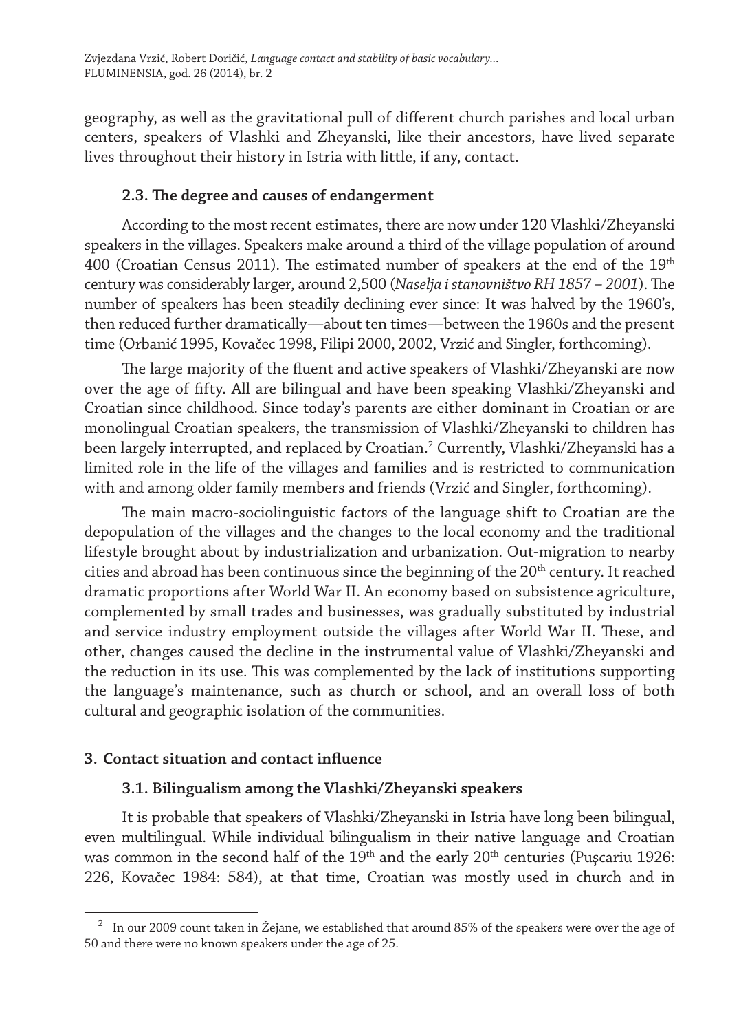geography, as well as the gravitational pull of different church parishes and local urban centers, speakers of Vlashki and Zheyanski, like their ancestors, have lived separate lives throughout their history in Istria with little, if any, contact.

### 2.3. The degree and causes of endangerment

According to the most recent estimates, there are now under 120 Vlashki/Zheyanski speakers in the villages. Speakers make around a third of the village population of around 400 (Croatian Census 2011). The estimated number of speakers at the end of the 19th century was considerably larger, around 2,500 (*Naselja i stanovništvo RH 1857 – 2001*). The number of speakers has been steadily declining ever since: It was halved by the 1960's, then reduced further dramatically—about ten times—between the 1960s and the present time (Orbanić 1995, Kovačec 1998, Filipi 2000, 2002, Vrzić and Singler, forthcoming).

The large majority of the fluent and active speakers of Vlashki/Zheyanski are now over the age of fifty. All are bilingual and have been speaking Vlashki/Zheyanski and Croatian since childhood. Since today's parents are either dominant in Croatian or are monolingual Croatian speakers, the transmission of Vlashki/Zheyanski to children has been largely interrupted, and replaced by Croatian.[2] Currently, Vlashki/Zheyanski has a limited role in the life of the villages and families and is restricted to communication with and among older family members and friends (Vrzić and Singler, forthcoming).

The main macro-sociolinguistic factors of the language shift to Croatian are the depopulation of the villages and the changes to the local economy and the traditional lifestyle brought about by industrialization and urbanization. Out-migration to nearby cities and abroad has been continuous since the beginning of the 20th century. It reached dramatic proportions after World War II. An economy based on subsistence agriculture, complemented by small trades and businesses, was gradually substituted by industrial and service industry employment outside the villages after World War II. These, and other, changes caused the decline in the instrumental value of Vlashki/Zheyanski and the reduction in its use. This was complemented by the lack of institutions supporting the language's maintenance, such as church or school, and an overall loss of both cultural and geographic isolation of the communities.

## 3. Contact situation and contact influence

### 3.1. Bilingualism among the Vlashki/Zheyanski speakers

It is probable that speakers of Vlashki/Zheyanski in Istria have long been bilingual, even multilingual. While individual bilingualism in their native language and Croatian was common in the second half of the 19th and the early 20th centuries (Pușcariu 1926: 226, Kovačec 1984: 584), at that time, Croatian was mostly used in church and in

---

[2] In our 2009 count taken in Žejane, we established that around 85% of the speakers were over the age of 50 and there were no known speakers under the age of 25.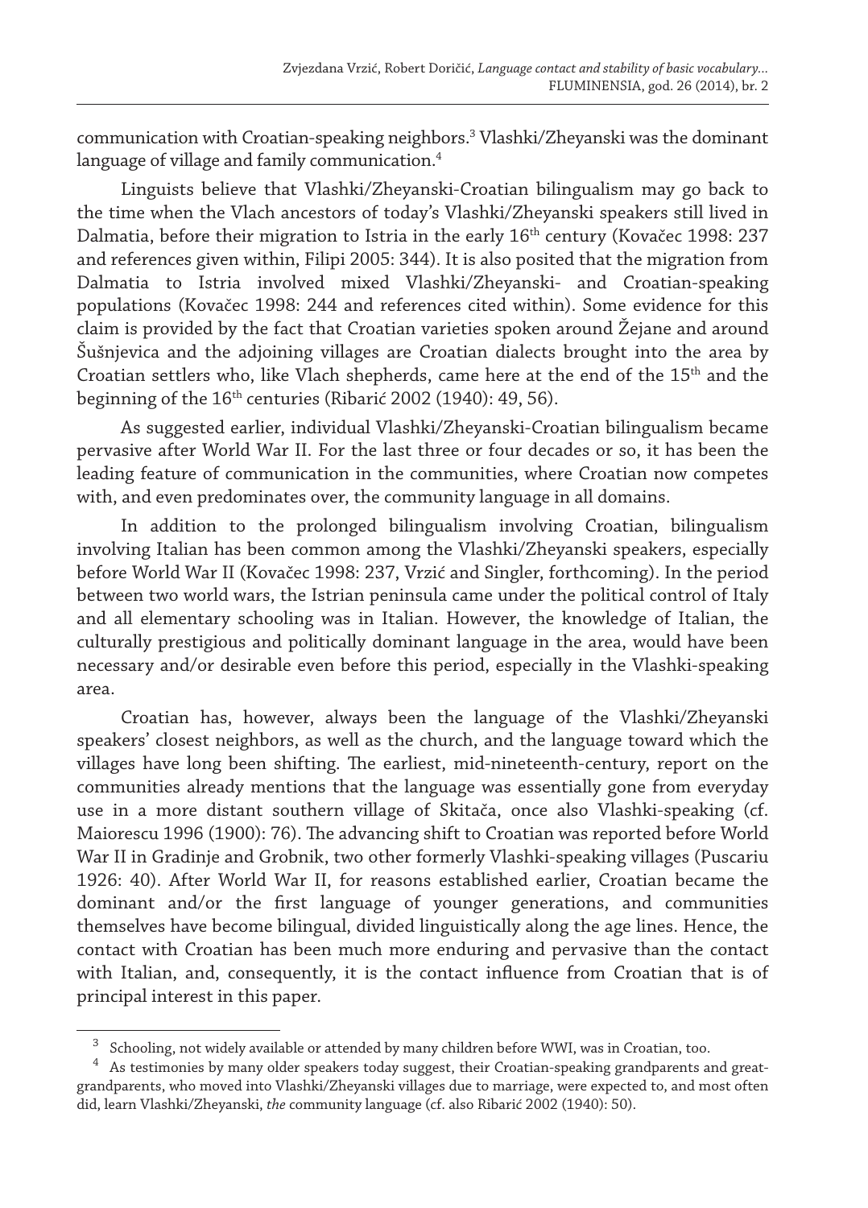communication with Croatian-speaking neighbors.[3] Vlashki/Zheyanski was the dominant language of village and family communication.[4]

Linguists believe that Vlashki/Zheyanski-Croatian bilingualism may go back to the time when the Vlach ancestors of today's Vlashki/Zheyanski speakers still lived in Dalmatia, before their migration to Istria in the early 16th century (Kovačec 1998: 237 and references given within, Filipi 2005: 344). It is also posited that the migration from Dalmatia to Istria involved mixed Vlashki/Zheyanski- and Croatian-speaking populations (Kovačec 1998: 244 and references cited within). Some evidence for this claim is provided by the fact that Croatian varieties spoken around Žejane and around Šušnjevica and the adjoining villages are Croatian dialects brought into the area by Croatian settlers who, like Vlach shepherds, came here at the end of the 15th and the beginning of the 16th centuries (Ribarić 2002 (1940): 49, 56).

As suggested earlier, individual Vlashki/Zheyanski-Croatian bilingualism became pervasive after World War II. For the last three or four decades or so, it has been the leading feature of communication in the communities, where Croatian now competes with, and even predominates over, the community language in all domains.

In addition to the prolonged bilingualism involving Croatian, bilingualism involving Italian has been common among the Vlashki/Zheyanski speakers, especially before World War II (Kovačec 1998: 237, Vrzić and Singler, forthcoming). In the period between two world wars, the Istrian peninsula came under the political control of Italy and all elementary schooling was in Italian. However, the knowledge of Italian, the culturally prestigious and politically dominant language in the area, would have been necessary and/or desirable even before this period, especially in the Vlashki-speaking area.

Croatian has, however, always been the language of the Vlashki/Zheyanski speakers' closest neighbors, as well as the church, and the language toward which the villages have long been shifting. The earliest, mid-nineteenth-century, report on the communities already mentions that the language was essentially gone from everyday use in a more distant southern village of Skitača, once also Vlashki-speaking (cf. Maiorescu 1996 (1900): 76). The advancing shift to Croatian was reported before World War II in Gradinje and Grobnik, two other formerly Vlashki-speaking villages (Puscariu 1926: 40). After World War II, for reasons established earlier, Croatian became the dominant and/or the first language of younger generations, and communities themselves have become bilingual, divided linguistically along the age lines. Hence, the contact with Croatian has been much more enduring and pervasive than the contact with Italian, and, consequently, it is the contact influence from Croatian that is of principal interest in this paper.

---

[3] Schooling, not widely available or attended by many children before WWI, was in Croatian, too.

[4] As testimonies by many older speakers today suggest, their Croatian-speaking grandparents and great-grandparents, who moved into Vlashki/Zheyanski villages due to marriage, were expected to, and most often did, learn Vlashki/Zheyanski, *the* community language (cf. also Ribarić 2002 (1940): 50).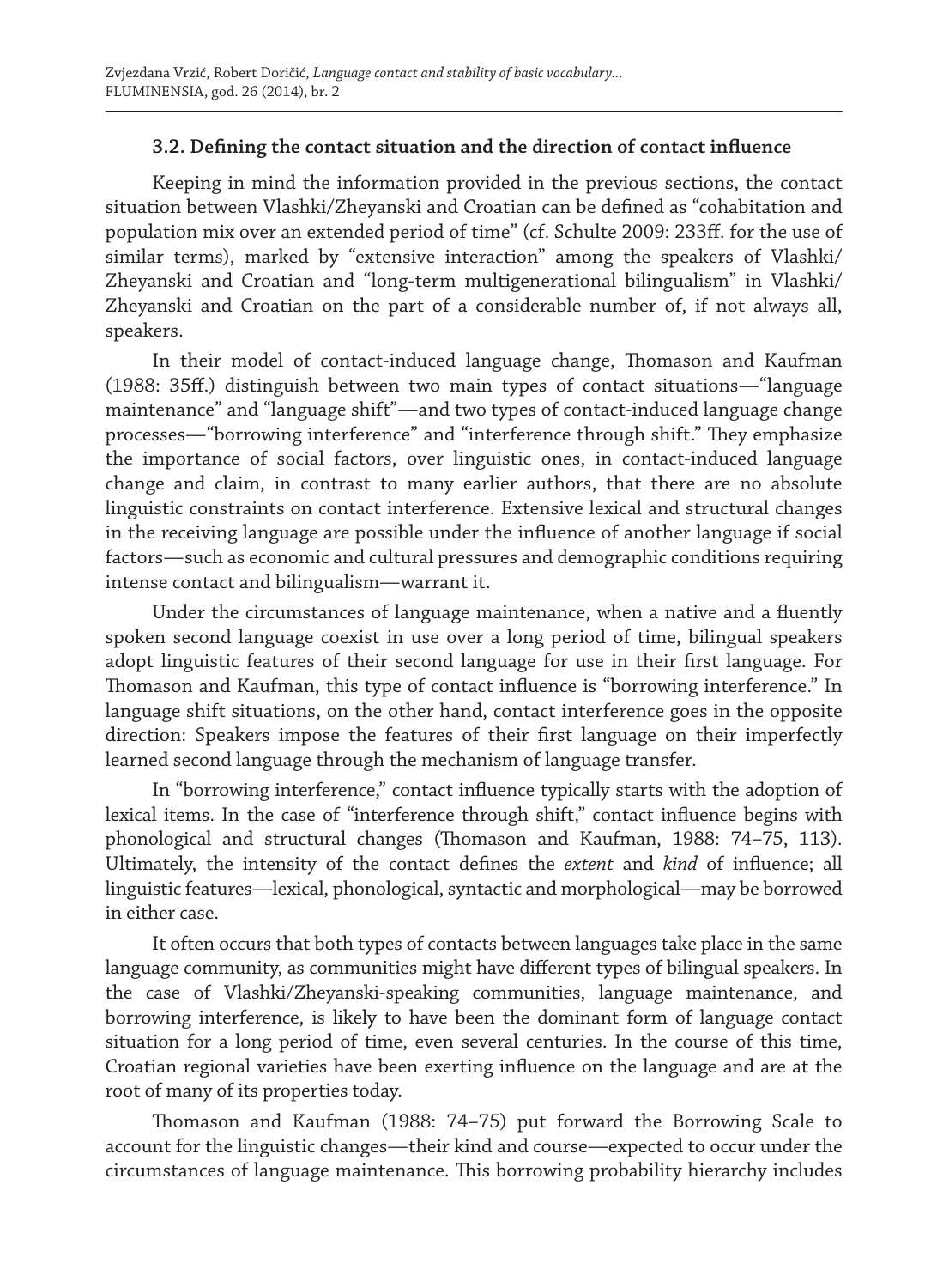### 3.2. Defining the contact situation and the direction of contact influence

Keeping in mind the information provided in the previous sections, the contact situation between Vlashki/Zheyanski and Croatian can be defined as "cohabitation and population mix over an extended period of time" (cf. Schulte 2009: 233ff. for the use of similar terms), marked by "extensive interaction" among the speakers of Vlashki/Zheyanski and Croatian and "long-term multigenerational bilingualism" in Vlashki/Zheyanski and Croatian on the part of a considerable number of, if not always all, speakers.

In their model of contact-induced language change, Thomason and Kaufman (1988: 35ff.) distinguish between two main types of contact situations—"language maintenance" and "language shift"—and two types of contact-induced language change processes—"borrowing interference" and "interference through shift." They emphasize the importance of social factors, over linguistic ones, in contact-induced language change and claim, in contrast to many earlier authors, that there are no absolute linguistic constraints on contact interference. Extensive lexical and structural changes in the receiving language are possible under the influence of another language if social factors—such as economic and cultural pressures and demographic conditions requiring intense contact and bilingualism—warrant it.

Under the circumstances of language maintenance, when a native and a fluently spoken second language coexist in use over a long period of time, bilingual speakers adopt linguistic features of their second language for use in their first language. For Thomason and Kaufman, this type of contact influence is "borrowing interference." In language shift situations, on the other hand, contact interference goes in the opposite direction: Speakers impose the features of their first language on their imperfectly learned second language through the mechanism of language transfer.

In "borrowing interference," contact influence typically starts with the adoption of lexical items. In the case of "interference through shift," contact influence begins with phonological and structural changes (Thomason and Kaufman, 1988: 74–75, 113). Ultimately, the intensity of the contact defines the *extent* and *kind* of influence; all linguistic features—lexical, phonological, syntactic and morphological—may be borrowed in either case.

It often occurs that both types of contacts between languages take place in the same language community, as communities might have different types of bilingual speakers. In the case of Vlashki/Zheyanski-speaking communities, language maintenance, and borrowing interference, is likely to have been the dominant form of language contact situation for a long period of time, even several centuries. In the course of this time, Croatian regional varieties have been exerting influence on the language and are at the root of many of its properties today.

Thomason and Kaufman (1988: 74–75) put forward the Borrowing Scale to account for the linguistic changes—their kind and course—expected to occur under the circumstances of language maintenance. This borrowing probability hierarchy includes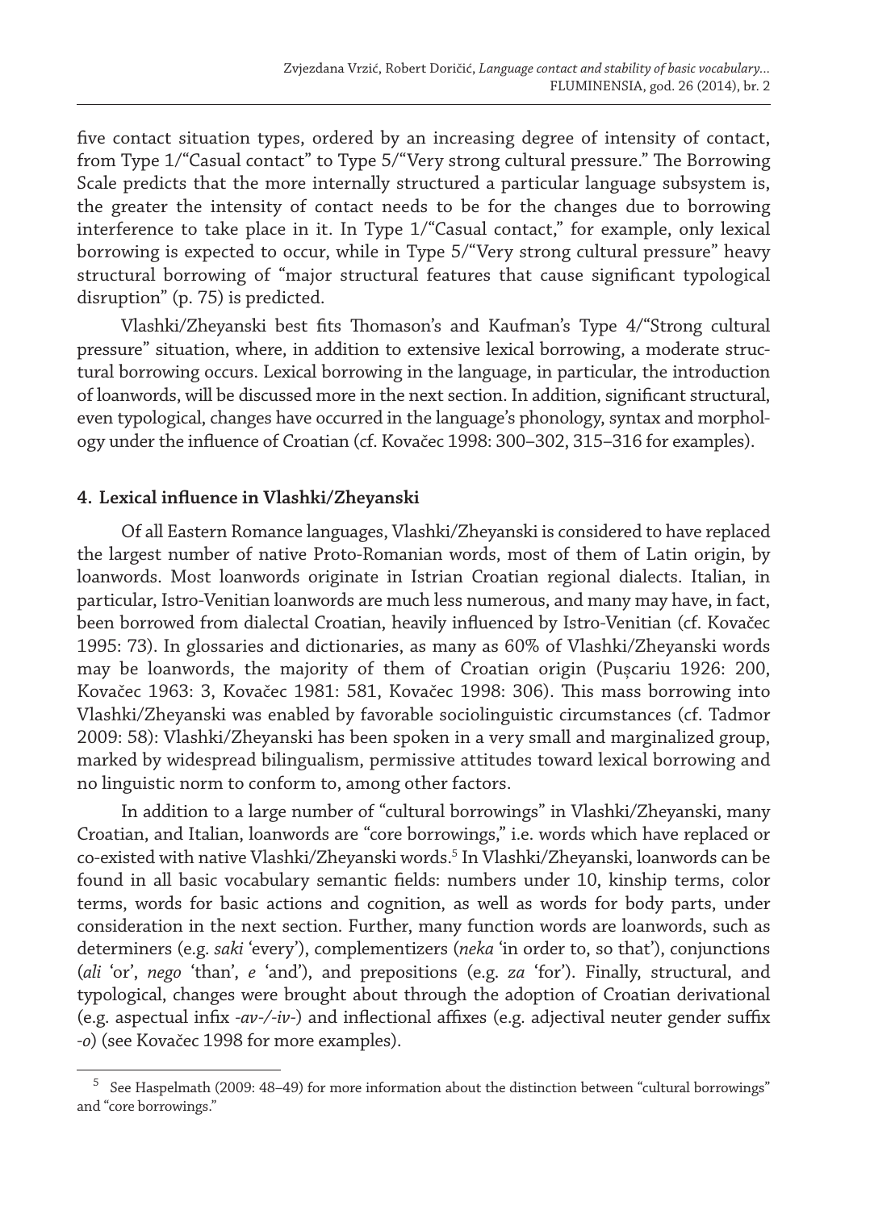five contact situation types, ordered by an increasing degree of intensity of contact, from Type 1/"Casual contact" to Type 5/"Very strong cultural pressure." The Borrowing Scale predicts that the more internally structured a particular language subsystem is, the greater the intensity of contact needs to be for the changes due to borrowing interference to take place in it. In Type 1/"Casual contact," for example, only lexical borrowing is expected to occur, while in Type 5/"Very strong cultural pressure" heavy structural borrowing of "major structural features that cause significant typological disruption" (p. 75) is predicted.

Vlashki/Zheyanski best fits Thomason's and Kaufman's Type 4/"Strong cultural pressure" situation, where, in addition to extensive lexical borrowing, a moderate structural borrowing occurs. Lexical borrowing in the language, in particular, the introduction of loanwords, will be discussed more in the next section. In addition, significant structural, even typological, changes have occurred in the language's phonology, syntax and morphology under the influence of Croatian (cf. Kovačec 1998: 300–302, 315–316 for examples).

## 4. Lexical influence in Vlashki/Zheyanski

Of all Eastern Romance languages, Vlashki/Zheyanski is considered to have replaced the largest number of native Proto-Romanian words, most of them of Latin origin, by loanwords. Most loanwords originate in Istrian Croatian regional dialects. Italian, in particular, Istro-Venitian loanwords are much less numerous, and many may have, in fact, been borrowed from dialectal Croatian, heavily influenced by Istro-Venitian (cf. Kovačec 1995: 73). In glossaries and dictionaries, as many as 60% of Vlashki/Zheyanski words may be loanwords, the majority of them of Croatian origin (Pușcariu 1926: 200, Kovačec 1963: 3, Kovačec 1981: 581, Kovačec 1998: 306). This mass borrowing into Vlashki/Zheyanski was enabled by favorable sociolinguistic circumstances (cf. Tadmor 2009: 58): Vlashki/Zheyanski has been spoken in a very small and marginalized group, marked by widespread bilingualism, permissive attitudes toward lexical borrowing and no linguistic norm to conform to, among other factors.

In addition to a large number of "cultural borrowings" in Vlashki/Zheyanski, many Croatian, and Italian, loanwords are "core borrowings," i.e. words which have replaced or co-existed with native Vlashki/Zheyanski words.[5] In Vlashki/Zheyanski, loanwords can be found in all basic vocabulary semantic fields: numbers under 10, kinship terms, color terms, words for basic actions and cognition, as well as words for body parts, under consideration in the next section. Further, many function words are loanwords, such as determiners (e.g. *saki* 'every'), complementizers (*neka* 'in order to, so that'), conjunctions (*ali* 'or', *nego* 'than', *e* 'and'), and prepositions (e.g. *za* 'for'). Finally, structural, and typological, changes were brought about through the adoption of Croatian derivational (e.g. aspectual infix *-av-/-iv-*) and inflectional affixes (e.g. adjectival neuter gender suffix *-o*) (see Kovačec 1998 for more examples).

[5] See Haspelmath (2009: 48–49) for more information about the distinction between "cultural borrowings" and "core borrowings."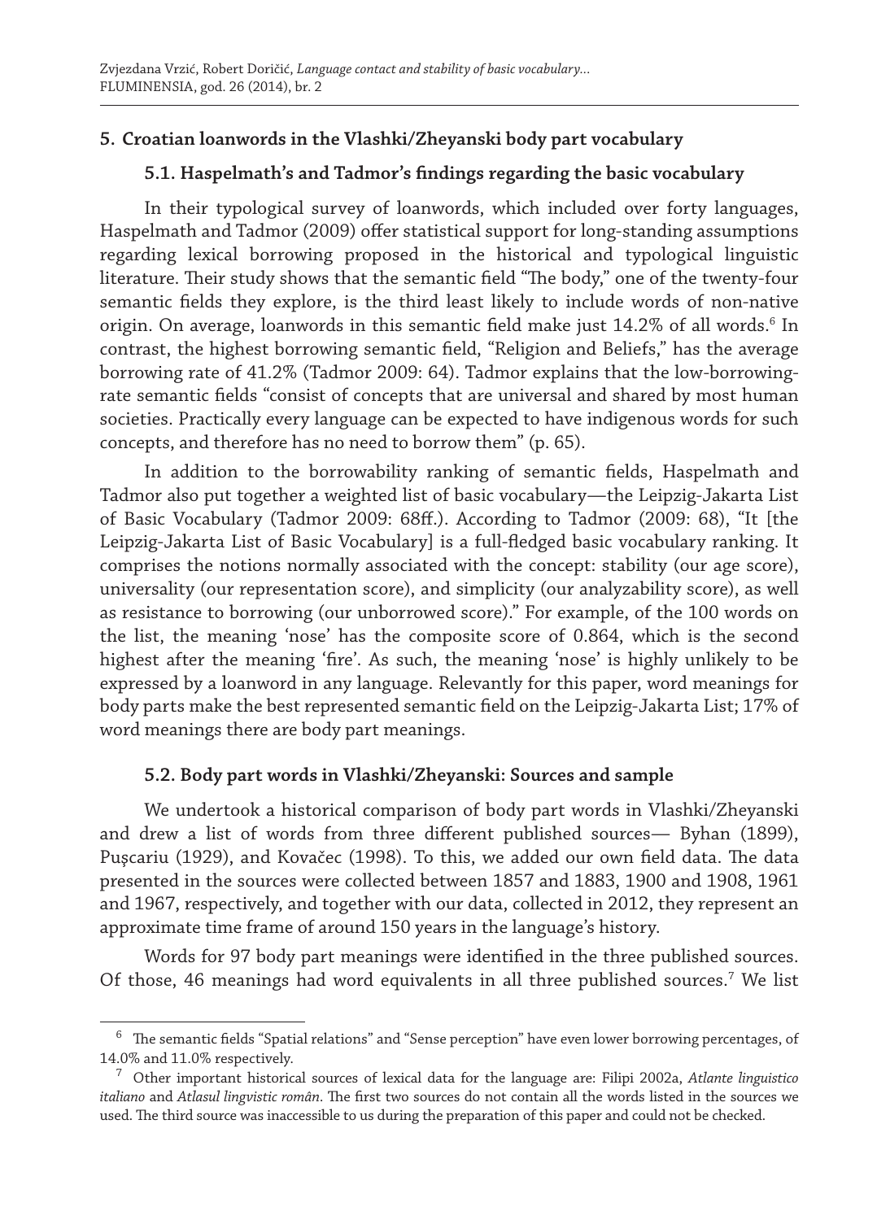## 5. Croatian loanwords in the Vlashki/Zheyanski body part vocabulary

### 5.1. Haspelmath's and Tadmor's findings regarding the basic vocabulary

In their typological survey of loanwords, which included over forty languages, Haspelmath and Tadmor (2009) offer statistical support for long-standing assumptions regarding lexical borrowing proposed in the historical and typological linguistic literature. Their study shows that the semantic field "The body," one of the twenty-four semantic fields they explore, is the third least likely to include words of non-native origin. On average, loanwords in this semantic field make just 14.2% of all words.[6] In contrast, the highest borrowing semantic field, "Religion and Beliefs," has the average borrowing rate of 41.2% (Tadmor 2009: 64). Tadmor explains that the low-borrowing-rate semantic fields "consist of concepts that are universal and shared by most human societies. Practically every language can be expected to have indigenous words for such concepts, and therefore has no need to borrow them" (p. 65).

In addition to the borrowability ranking of semantic fields, Haspelmath and Tadmor also put together a weighted list of basic vocabulary—the Leipzig-Jakarta List of Basic Vocabulary (Tadmor 2009: 68ff.). According to Tadmor (2009: 68), "It [the Leipzig-Jakarta List of Basic Vocabulary] is a full-fledged basic vocabulary ranking. It comprises the notions normally associated with the concept: stability (our age score), universality (our representation score), and simplicity (our analyzability score), as well as resistance to borrowing (our unborrowed score)." For example, of the 100 words on the list, the meaning 'nose' has the composite score of 0.864, which is the second highest after the meaning 'fire'. As such, the meaning 'nose' is highly unlikely to be expressed by a loanword in any language. Relevantly for this paper, word meanings for body parts make the best represented semantic field on the Leipzig-Jakarta List; 17% of word meanings there are body part meanings.

### 5.2. Body part words in Vlashki/Zheyanski: Sources and sample

We undertook a historical comparison of body part words in Vlashki/Zheyanski and drew a list of words from three different published sources— Byhan (1899), Puşcariu (1929), and Kovačec (1998). To this, we added our own field data. The data presented in the sources were collected between 1857 and 1883, 1900 and 1908, 1961 and 1967, respectively, and together with our data, collected in 2012, they represent an approximate time frame of around 150 years in the language's history.

Words for 97 body part meanings were identified in the three published sources. Of those, 46 meanings had word equivalents in all three published sources.[7] We list

---

[6] The semantic fields "Spatial relations" and "Sense perception" have even lower borrowing percentages, of 14.0% and 11.0% respectively.

[7] Other important historical sources of lexical data for the language are: Filipi 2002a, *Atlante linguistico italiano* and *Atlasul lingvistic român*. The first two sources do not contain all the words listed in the sources we used. The third source was inaccessible to us during the preparation of this paper and could not be checked.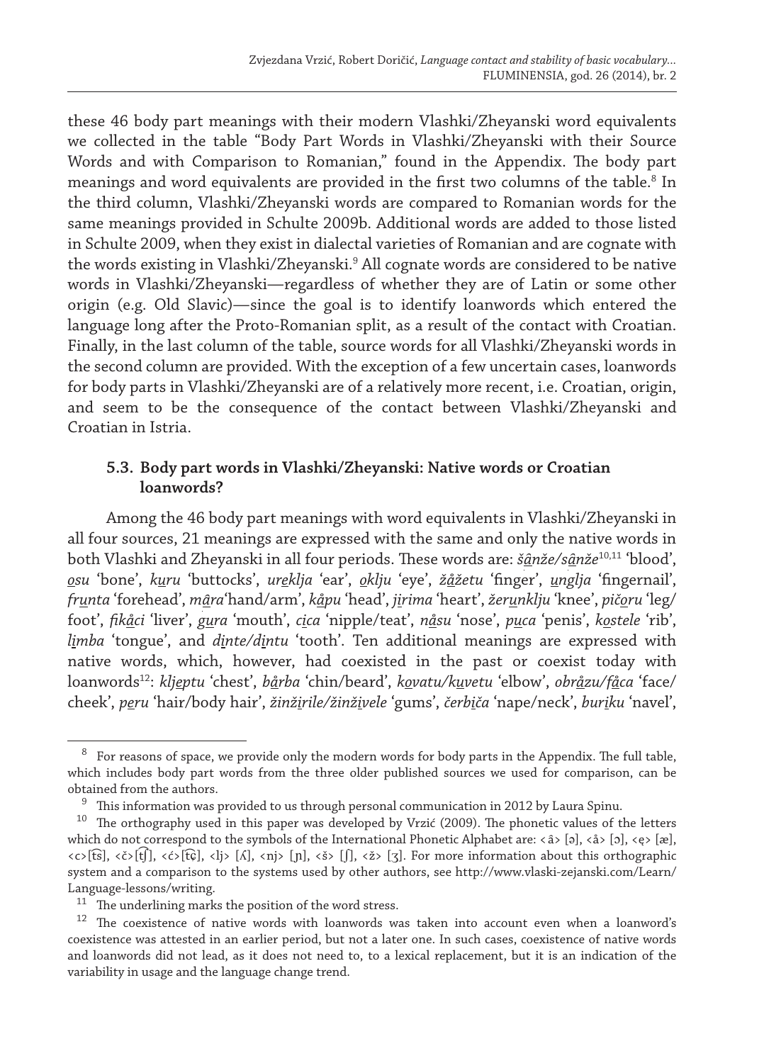these 46 body part meanings with their modern Vlashki/Zheyanski word equivalents we collected in the table "Body Part Words in Vlashki/Zheyanski with their Source Words and with Comparison to Romanian," found in the Appendix. The body part meanings and word equivalents are provided in the first two columns of the table.[8] In the third column, Vlashki/Zheyanski words are compared to Romanian words for the same meanings provided in Schulte 2009b. Additional words are added to those listed in Schulte 2009, when they exist in dialectal varieties of Romanian and are cognate with the words existing in Vlashki/Zheyanski.[9] All cognate words are considered to be native words in Vlashki/Zheyanski—regardless of whether they are of Latin or some other origin (e.g. Old Slavic)—since the goal is to identify loanwords which entered the language long after the Proto-Romanian split, as a result of the contact with Croatian. Finally, in the last column of the table, source words for all Vlashki/Zheyanski words in the second column are provided. With the exception of a few uncertain cases, loanwords for body parts in Vlashki/Zheyanski are of a relatively more recent, i.e. Croatian, origin, and seem to be the consequence of the contact between Vlashki/Zheyanski and Croatian in Istria.

### 5.3. Body part words in Vlashki/Zheyanski: Native words or Croatian loanwords?

Among the 46 body part meanings with word equivalents in Vlashki/Zheyanski in all four sources, 21 meanings are expressed with the same and only the native words in both Vlashki and Zheyanski in all four periods. These words are: *šânže/sânže*[10,11] 'blood', *osu* 'bone', *kuru* 'buttocks', *ureklja* 'ear', *oklju* 'eye', *žåžetu* 'finger', *unglja* 'fingernail', *frunta* 'forehead', *mâra*'hand/arm', *kåpu* 'head', *jirima* 'heart', *žerunklju* 'knee', *pičoru* 'leg/foot', *fikåci* 'liver', *gura* 'mouth', *cica* 'nipple/teat', *nåsu* 'nose', *puca* 'penis', *kostele* 'rib', *limba* 'tongue', and *dinte/dintu* 'tooth'. Ten additional meanings are expressed with native words, which, however, had coexisted in the past or coexist today with loanwords[12]: *kljeptu* 'chest', *bårba* 'chin/beard', *kovatu/kuvetu* 'elbow', *obråzu/fåca* 'face/cheek', *peru* 'hair/body hair', *žinžirile/žinživele* 'gums', *čerbiča* 'nape/neck', *buriku* 'navel',

---

[8] For reasons of space, we provide only the modern words for body parts in the Appendix. The full table, which includes body part words from the three older published sources we used for comparison, can be obtained from the authors.

[9] This information was provided to us through personal communication in 2012 by Laura Spinu.

[10] The orthography used in this paper was developed by Vrzić (2009). The phonetic values of the letters which do not correspond to the symbols of the International Phonetic Alphabet are: <â> [ə], <å> [ɔ], <ę> [æ], <c>[t͡s], <č>[t͡ʃ], <ć>[t͡ɕ], <lj> [ʎ], <nj> [ɲ], <š> [ʃ], <ž> [ʒ]. For more information about this orthographic system and a comparison to the systems used by other authors, see http://www.vlaski-zejanski.com/Learn/Language-lessons/writing.

[11] The underlining marks the position of the word stress.

[12] The coexistence of native words with loanwords was taken into account even when a loanword's coexistence was attested in an earlier period, but not a later one. In such cases, coexistence of native words and loanwords did not lead, as it does not need to, to a lexical replacement, but it is an indication of the variability in usage and the language change trend.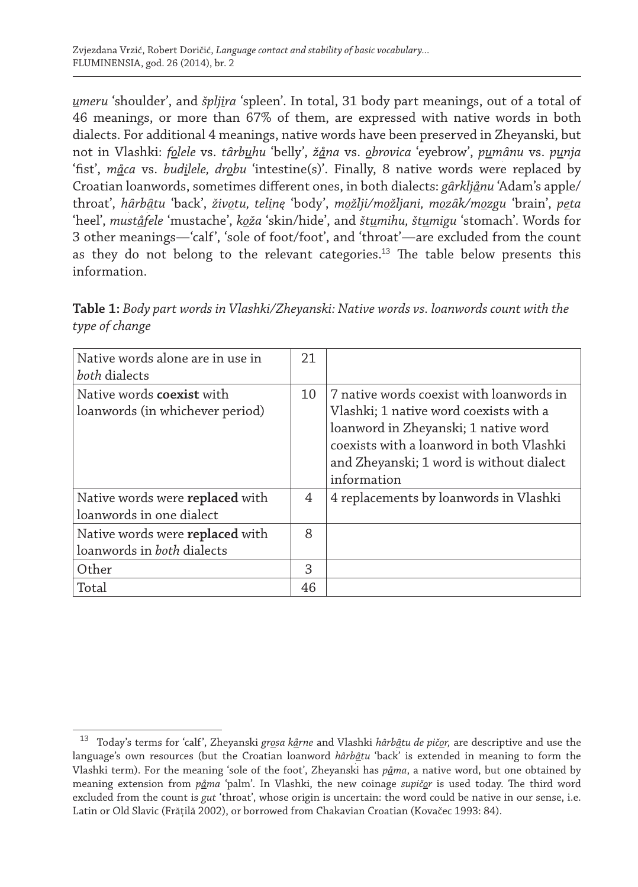*umeru* 'shoulder', and *špljira* 'spleen'. In total, 31 body part meanings, out of a total of 46 meanings, or more than 67% of them, are expressed with native words in both dialects. For additional 4 meanings, native words have been preserved in Zheyanski, but not in Vlashki: *folele* vs. *târbuhu* 'belly', *žåna* vs. *obrovica* 'eyebrow', *pumânu* vs. *punja* 'fist', *måca* vs. *budilele, drobu* 'intestine(s)'. Finally, 8 native words were replaced by Croatian loanwords, sometimes different ones, in both dialects: *gârkljånu* 'Adam's apple/throat', *hârbâtu* 'back', *životu, telinę* 'body', *možlji/možljani, mozâk/mozgu* 'brain', *peta* 'heel', *muståfele* 'mustache', *koža* 'skin/hide', and *štumihu, štumigu* 'stomach'. Words for 3 other meanings—'calf', 'sole of foot/foot', and 'throat'—are excluded from the count as they do not belong to the relevant categories.[13] The table below presents this information.

**Table 1:** *Body part words in Vlashki/Zheyanski: Native words vs. loanwords count with the type of change*

| | | |
|---|---|---|
| Native words alone are in use in *both* dialects | 21 | |
| Native words **coexist** with loanwords (in whichever period) | 10 | 7 native words coexist with loanwords in Vlashki; 1 native word coexists with a loanword in Zheyanski; 1 native word coexists with a loanword in both Vlashki and Zheyanski; 1 word is without dialect information |
| Native words were **replaced** with loanwords in one dialect | 4 | 4 replacements by loanwords in Vlashki |
| Native words were **replaced** with loanwords in *both* dialects | 8 | |
| Other | 3 | |
| Total | 46 | |

[13] Today's terms for 'calf', Zheyanski *grosa kårne* and Vlashki *hârbâtu de pičor,* are descriptive and use the language's own resources (but the Croatian loanword *hârbâtu* 'back' is extended in meaning to form the Vlashki term). For the meaning 'sole of the foot', Zheyanski has *påma*, a native word, but one obtained by meaning extension from *påma* 'palm'. In Vlashki, the new coinage *supičor* is used today. The third word excluded from the count is *gut* 'throat', whose origin is uncertain: the word could be native in our sense, i.e. Latin or Old Slavic (Frățilă 2002), or borrowed from Chakavian Croatian (Kovačec 1993: 84).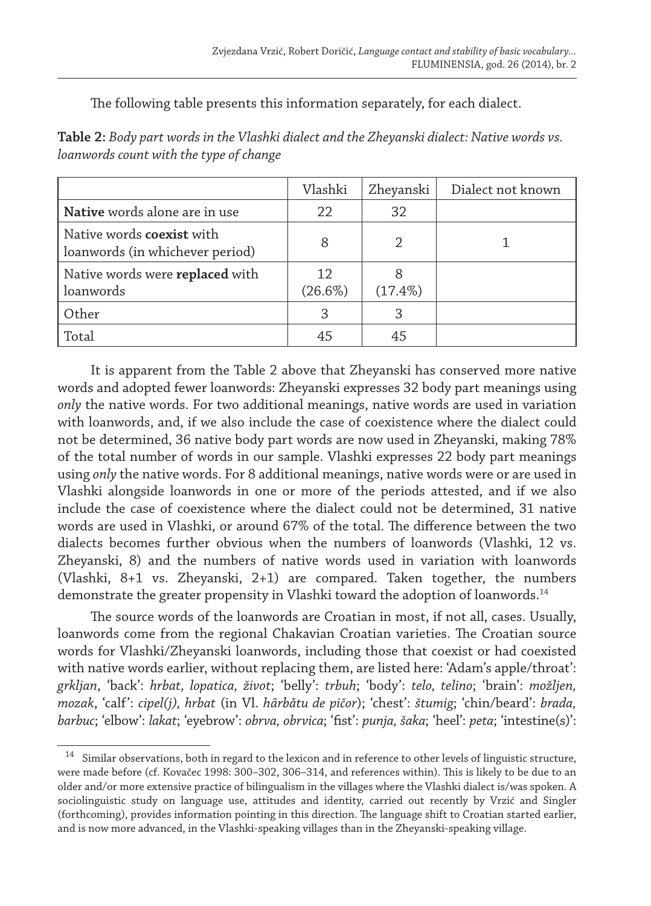The following table presents this information separately, for each dialect.

**Table 2:** *Body part words in the Vlashki dialect and the Zheyanski dialect: Native words vs. loanwords count with the type of change*

| | Vlashki | Zheyanski | Dialect not known |
|---|---|---|---|
| **Native** words alone are in use | 22 | 32 | |
| Native words **coexist** with loanwords (in whichever period) | 8 | 2 | 1 |
| Native words were **replaced** with loanwords | 12 (26.6%) | 8 (17.4%) | |
| Other | 3 | 3 | |
| Total | 45 | 45 | |

It is apparent from the Table 2 above that Zheyanski has conserved more native words and adopted fewer loanwords: Zheyanski expresses 32 body part meanings using *only* the native words. For two additional meanings, native words are used in variation with loanwords, and, if we also include the case of coexistence where the dialect could not be determined, 36 native body part words are now used in Zheyanski, making 78% of the total number of words in our sample. Vlashki expresses 22 body part meanings using *only* the native words. For 8 additional meanings, native words were or are used in Vlashki alongside loanwords in one or more of the periods attested, and if we also include the case of coexistence where the dialect could not be determined, 31 native words are used in Vlashki, or around 67% of the total. The difference between the two dialects becomes further obvious when the numbers of loanwords (Vlashki, 12 vs. Zheyanski, 8) and the numbers of native words used in variation with loanwords (Vlashki, 8+1 vs. Zheyanski, 2+1) are compared. Taken together, the numbers demonstrate the greater propensity in Vlashki toward the adoption of loanwords.[14]

The source words of the loanwords are Croatian in most, if not all, cases. Usually, loanwords come from the regional Chakavian Croatian varieties. The Croatian source words for Vlashki/Zheyanski loanwords, including those that coexist or had coexisted with native words earlier, without replacing them, are listed here: 'Adam's apple/throat': *grkljan*, 'back': *hrbat, lopatica, život*; 'belly': *trbuh*; 'body': *telo, telino*; 'brain': *možljen, mozak*, 'calf': *cipel(j), hrbat* (in Vl. *hârbåtu de pičor*); 'chest': *štumig*; 'chin/beard': *brada, barbuc*; 'elbow': *lakat*; 'eyebrow': *obrva, obrvica*; 'fist': *punja, šaka*; 'heel': *peta*; 'intestine(s)':

[14] Similar observations, both in regard to the lexicon and in reference to other levels of linguistic structure, were made before (cf. Kovačec 1998: 300–302, 306–314, and references within). This is likely to be due to an older and/or more extensive practice of bilingualism in the villages where the Vlashki dialect is/was spoken. A sociolinguistic study on language use, attitudes and identity, carried out recently by Vrzić and Singler (forthcoming), provides information pointing in this direction. The language shift to Croatian started earlier, and is now more advanced, in the Vlashki-speaking villages than in the Zheyanski-speaking village.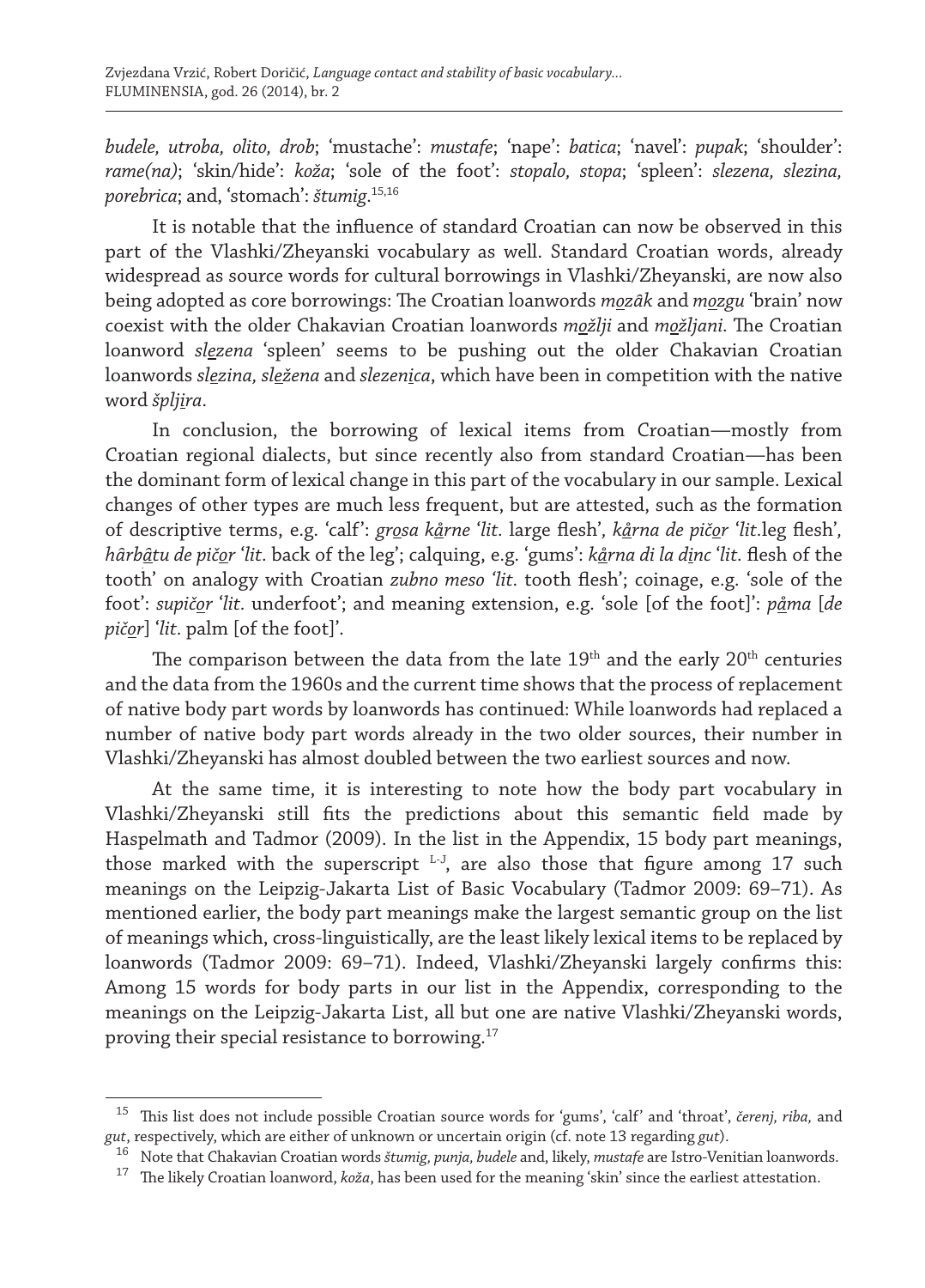*budele, utroba, olito, drob*; 'mustache': *mustafe*; 'nape': *batica*; 'navel': *pupak*; 'shoulder': *rame(na)*; 'skin/hide': *koža*; 'sole of the foot': *stopalo, stopa*; 'spleen': *slezena, slezina, porebrica*; and, 'stomach': *štumig*.[15,16]

It is notable that the influence of standard Croatian can now be observed in this part of the Vlashki/Zheyanski vocabulary as well. Standard Croatian words, already widespread as source words for cultural borrowings in Vlashki/Zheyanski, are now also being adopted as core borrowings: The Croatian loanwords *mozâk* and *mozgu* 'brain' now coexist with the older Chakavian Croatian loanwords *možlji* and *možljani*. The Croatian loanword *slezena* 'spleen' seems to be pushing out the older Chakavian Croatian loanwords *slezina, sležena* and *slezenica*, which have been in competition with the native word *špljira*.

In conclusion, the borrowing of lexical items from Croatian—mostly from Croatian regional dialects, but since recently also from standard Croatian—has been the dominant form of lexical change in this part of the vocabulary in our sample. Lexical changes of other types are much less frequent, but are attested, such as the formation of descriptive terms, e.g. 'calf': *grosa kårne* '*lit.* large flesh', *kårna de pičor* '*lit.*leg flesh', *hârbâtu de pičor* '*lit.* back of the leg'; calquing, e.g. 'gums': *kårna di la dinc* '*lit.* flesh of the tooth' on analogy with Croatian *zubno meso 'lit.* tooth flesh'; coinage, e.g. 'sole of the foot': *supičor* '*lit.* underfoot'; and meaning extension, e.g. 'sole [of the foot]': *påma* [*de pičor*] '*lit.* palm [of the foot]'.

The comparison between the data from the late 19th and the early 20th centuries and the data from the 1960s and the current time shows that the process of replacement of native body part words by loanwords has continued: While loanwords had replaced a number of native body part words already in the two older sources, their number in Vlashki/Zheyanski has almost doubled between the two earliest sources and now.

At the same time, it is interesting to note how the body part vocabulary in Vlashki/Zheyanski still fits the predictions about this semantic field made by Haspelmath and Tadmor (2009). In the list in the Appendix, 15 body part meanings, those marked with the superscript L-J, are also those that figure among 17 such meanings on the Leipzig-Jakarta List of Basic Vocabulary (Tadmor 2009: 69–71). As mentioned earlier, the body part meanings make the largest semantic group on the list of meanings which, cross-linguistically, are the least likely lexical items to be replaced by loanwords (Tadmor 2009: 69–71). Indeed, Vlashki/Zheyanski largely confirms this: Among 15 words for body parts in our list in the Appendix, corresponding to the meanings on the Leipzig-Jakarta List, all but one are native Vlashki/Zheyanski words, proving their special resistance to borrowing.[17]

---

[15] This list does not include possible Croatian source words for 'gums', 'calf' and 'throat', *čerenj, riba,* and *gut*, respectively, which are either of unknown or uncertain origin (cf. note 13 regarding *gut*).

[16] Note that Chakavian Croatian words *štumig, punja, budele* and, likely, *mustafe* are Istro-Venitian loanwords.

[17] The likely Croatian loanword, *koža*, has been used for the meaning 'skin' since the earliest attestation.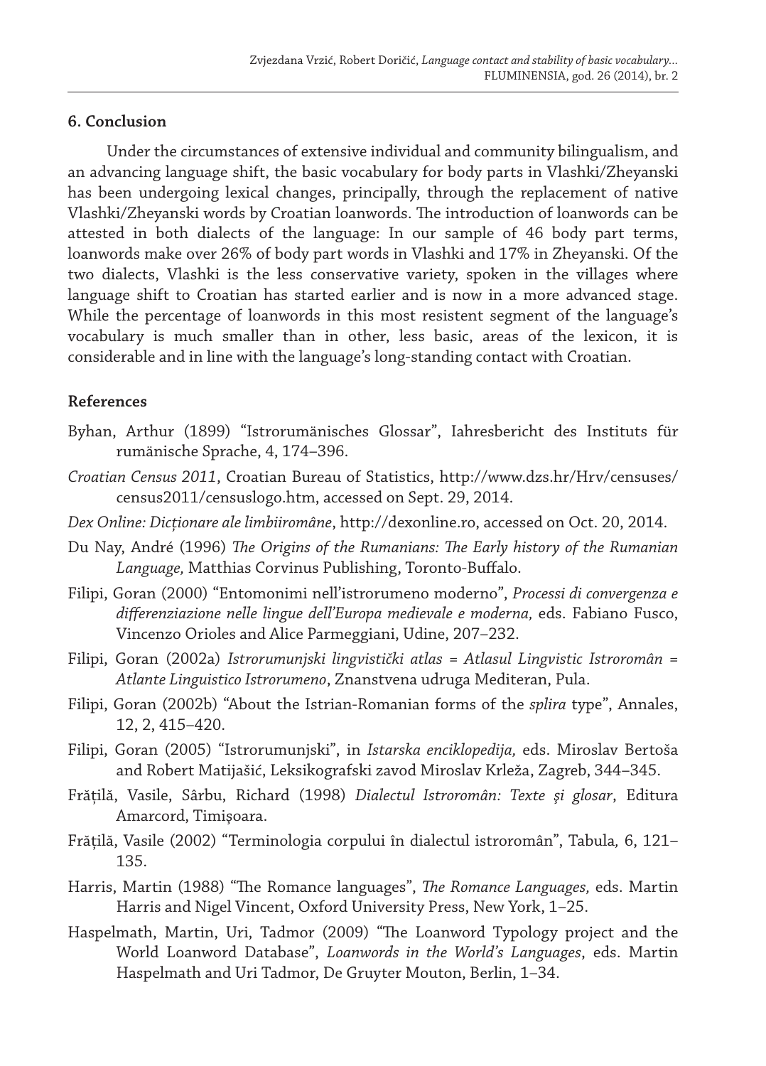## 6. Conclusion

Under the circumstances of extensive individual and community bilingualism, and an advancing language shift, the basic vocabulary for body parts in Vlashki/Zheyanski has been undergoing lexical changes, principally, through the replacement of native Vlashki/Zheyanski words by Croatian loanwords. The introduction of loanwords can be attested in both dialects of the language: In our sample of 46 body part terms, loanwords make over 26% of body part words in Vlashki and 17% in Zheyanski. Of the two dialects, Vlashki is the less conservative variety, spoken in the villages where language shift to Croatian has started earlier and is now in a more advanced stage. While the percentage of loanwords in this most resistent segment of the language's vocabulary is much smaller than in other, less basic, areas of the lexicon, it is considerable and in line with the language's long-standing contact with Croatian.

## References

Byhan, Arthur (1899) "Istrorumänisches Glossar", Iahresbericht des Instituts für rumänische Sprache, 4, 174–396.

*Croatian Census 2011*, Croatian Bureau of Statistics, http://www.dzs.hr/Hrv/censuses/census2011/censuslogo.htm, accessed on Sept. 29, 2014.

*Dex Online: Dicționare ale limbiiromâne*, http://dexonline.ro, accessed on Oct. 20, 2014.

Du Nay, André (1996) *The Origins of the Rumanians: The Early history of the Rumanian Language,* Matthias Corvinus Publishing, Toronto-Buffalo.

Filipi, Goran (2000) "Entomonimi nell'istrorumeno moderno", *Processi di convergenza e differenziazione nelle lingue dell'Europa medievale e moderna,* eds. Fabiano Fusco, Vincenzo Orioles and Alice Parmeggiani, Udine, 207–232.

Filipi, Goran (2002a) *Istrorumunjski lingvistički atlas = Atlasul Lingvistic Istroromân = Atlante Linguistico Istrorumeno*, Znanstvena udruga Mediteran, Pula.

Filipi, Goran (2002b) "About the Istrian-Romanian forms of the *splira* type", Annales, 12, 2, 415–420.

Filipi, Goran (2005) "Istrorumunjski", in *Istarska enciklopedija,* eds. Miroslav Bertoša and Robert Matijašić, Leksikografski zavod Miroslav Krleža, Zagreb, 344–345.

Frățilă, Vasile, Sârbu, Richard (1998) *Dialectul Istroromân: Texte şi glosar*, Editura Amarcord, Timișoara.

Frățilă, Vasile (2002) "Terminologia corpului în dialectul istroromân", Tabula*,* 6, 121–135.

Harris, Martin (1988) "The Romance languages", *The Romance Languages,* eds. Martin Harris and Nigel Vincent, Oxford University Press, New York, 1–25.

Haspelmath, Martin, Uri, Tadmor (2009) "The Loanword Typology project and the World Loanword Database", *Loanwords in the World's Languages*, eds. Martin Haspelmath and Uri Tadmor, De Gruyter Mouton, Berlin, 1–34.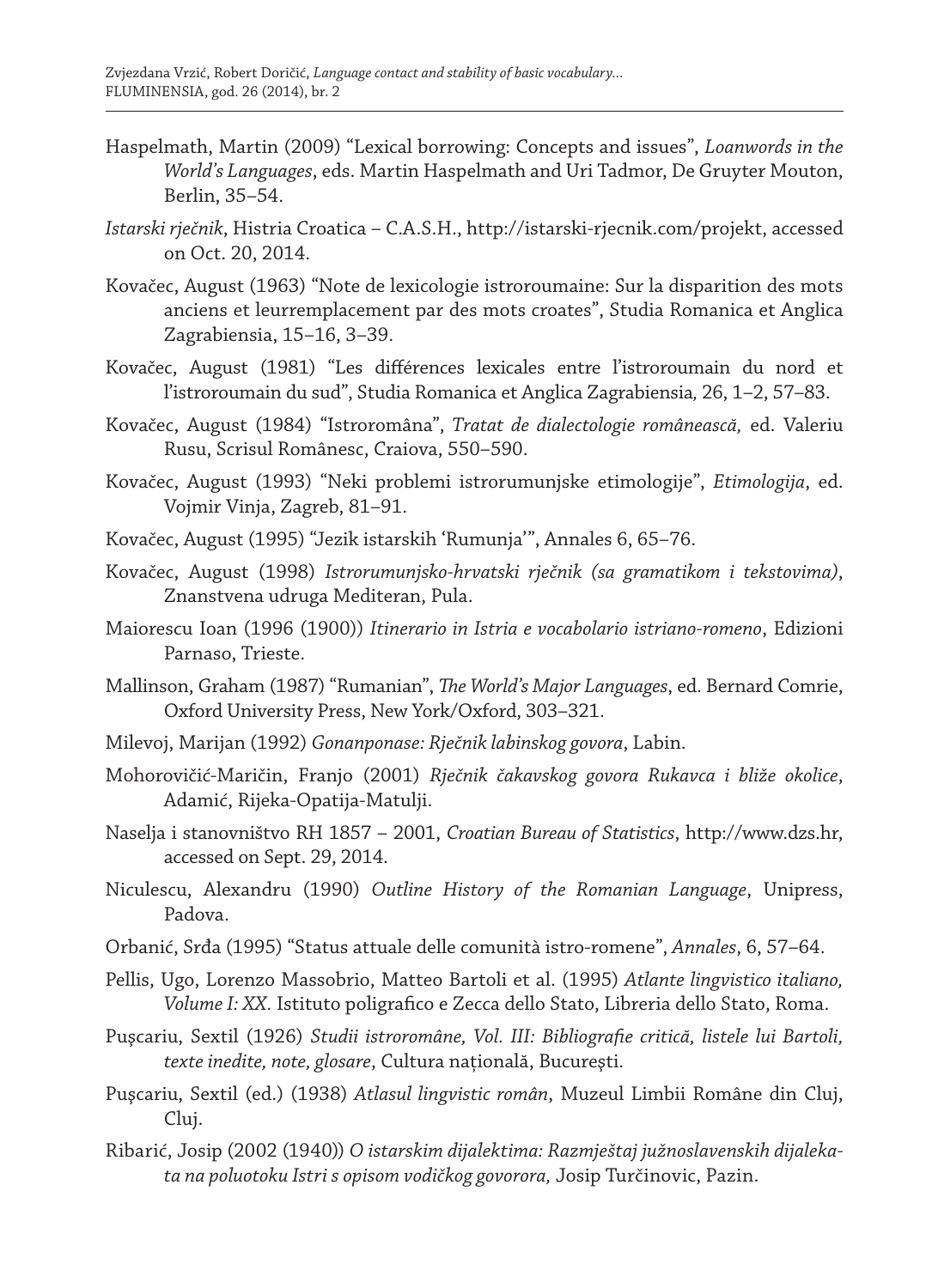Haspelmath, Martin (2009) "Lexical borrowing: Concepts and issues", *Loanwords in the World's Languages*, eds. Martin Haspelmath and Uri Tadmor, De Gruyter Mouton, Berlin, 35–54.

*Istarski rječnik*, Histria Croatica – C.A.S.H., http://istarski-rjecnik.com/projekt, accessed on Oct. 20, 2014.

Kovačec, August (1963) "Note de lexicologie istroroumaine: Sur la disparition des mots anciens et leurremplacement par des mots croates", Studia Romanica et Anglica Zagrabiensia, 15–16, 3–39.

Kovačec, August (1981) "Les différences lexicales entre l'istroroumain du nord et l'istroroumain du sud", Studia Romanica et Anglica Zagrabiensia*,* 26, 1–2, 57–83.

Kovačec, August (1984) "Istroromâna", *Tratat de dialectologie românească,* ed. Valeriu Rusu, Scrisul Românesc, Craiova, 550–590.

Kovačec, August (1993) "Neki problemi istrorumunjske etimologije", *Etimologija*, ed. Vojmir Vinja, Zagreb, 81–91.

Kovačec, August (1995) "Jezik istarskih 'Rumunja'", Annales 6, 65–76.

Kovačec, August (1998) *Istrorumunjsko-hrvatski rječnik (sa gramatikom i tekstovima)*, Znanstvena udruga Mediteran, Pula.

Maiorescu Ioan (1996 (1900)) *Itinerario in Istria e vocabolario istriano-romeno*, Edizioni Parnaso, Trieste.

Mallinson, Graham (1987) "Rumanian", *The World's Major Languages*, ed. Bernard Comrie, Oxford University Press, New York/Oxford, 303–321.

Milevoj, Marijan (1992) *Gonanponase: Rječnik labinskog govora*, Labin.

Mohorovičić-Maričin, Franjo (2001) *Rječnik čakavskog govora Rukavca i bliže okolice*, Adamić, Rijeka-Opatija-Matulji.

Naselja i stanovništvo RH 1857 – 2001, *Croatian Bureau of Statistics*, http://www.dzs.hr, accessed on Sept. 29, 2014.

Niculescu, Alexandru (1990) *Outline History of the Romanian Language*, Unipress, Padova.

Orbanić, Srđa (1995) "Status attuale delle comunità istro-romene", *Annales*, 6, 57–64.

Pellis, Ugo, Lorenzo Massobrio, Matteo Bartoli et al. (1995) *Atlante lingvistico italiano, Volume I: XX.* Istituto poligrafico e Zecca dello Stato, Libreria dello Stato, Roma.

Puşcariu, Sextil (1926) *Studii istroromâne, Vol. III: Bibliografie critică, listele lui Bartoli, texte inedite, note, glosare*, Cultura națională, București.

Puşcariu, Sextil (ed.) (1938) *Atlasul lingvistic român*, Muzeul Limbii Române din Cluj, Cluj.

Ribarić, Josip (2002 (1940)) *O istarskim dijalektima: Razmještaj južnoslavenskih dijalekata na poluotoku Istri s opisom vodičkog govorora,* Josip Turčinovic, Pazin.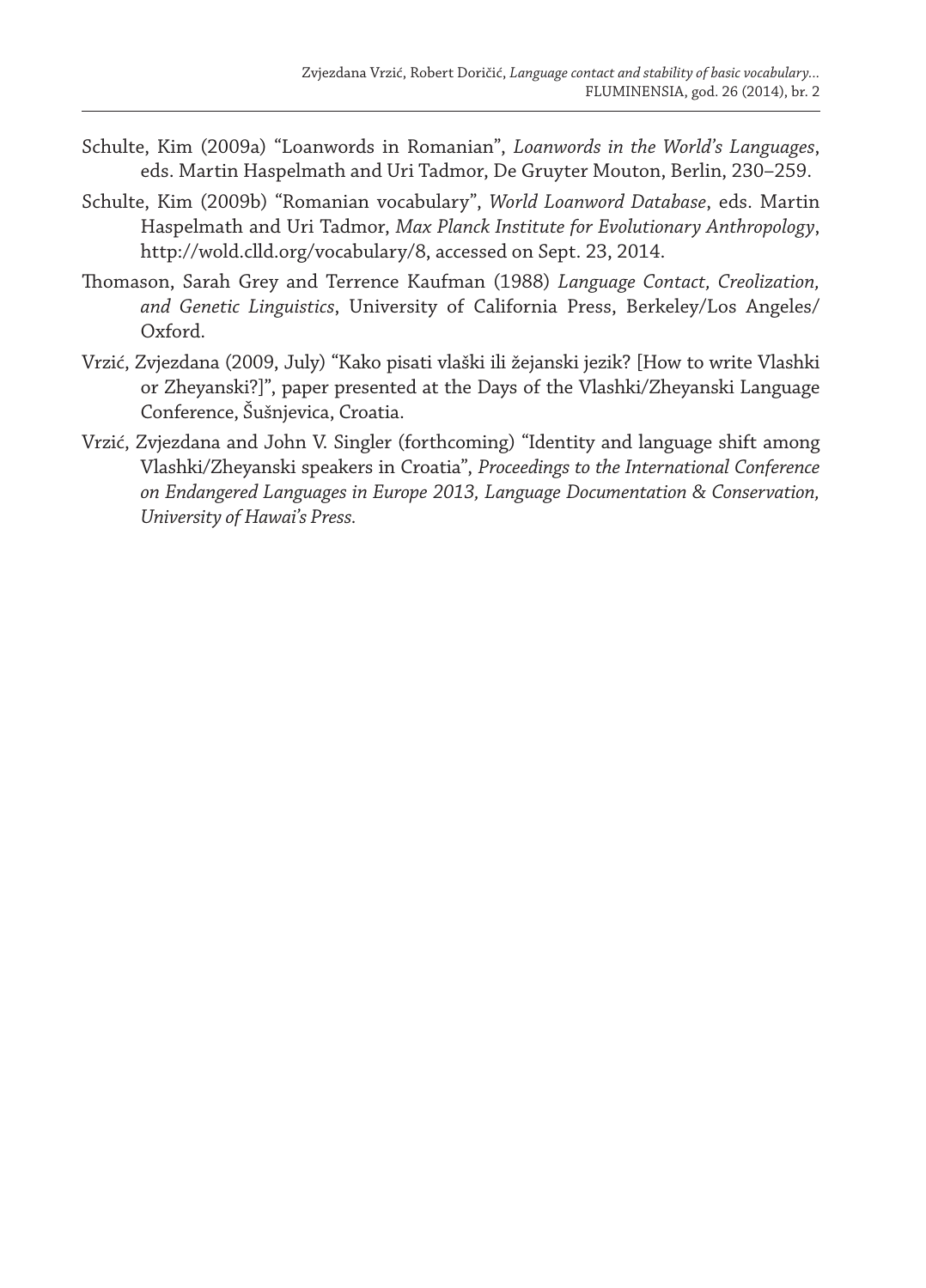Schulte, Kim (2009a) "Loanwords in Romanian", *Loanwords in the World's Languages*, eds. Martin Haspelmath and Uri Tadmor, De Gruyter Mouton, Berlin, 230–259.

Schulte, Kim (2009b) "Romanian vocabulary", *World Loanword Database*, eds. Martin Haspelmath and Uri Tadmor, *Max Planck Institute for Evolutionary Anthropology*, http://wold.clld.org/vocabulary/8, accessed on Sept. 23, 2014.

Thomason, Sarah Grey and Terrence Kaufman (1988) *Language Contact, Creolization, and Genetic Linguistics*, University of California Press, Berkeley/Los Angeles/Oxford.

Vrzić, Zvjezdana (2009, July) "Kako pisati vlaški ili žejanski jezik? [How to write Vlashki or Zheyanski?]", paper presented at the Days of the Vlashki/Zheyanski Language Conference, Šušnjevica, Croatia.

Vrzić, Zvjezdana and John V. Singler (forthcoming) "Identity and language shift among Vlashki/Zheyanski speakers in Croatia", *Proceedings to the International Conference on Endangered Languages in Europe 2013, Language Documentation & Conservation, University of Hawai's Press.*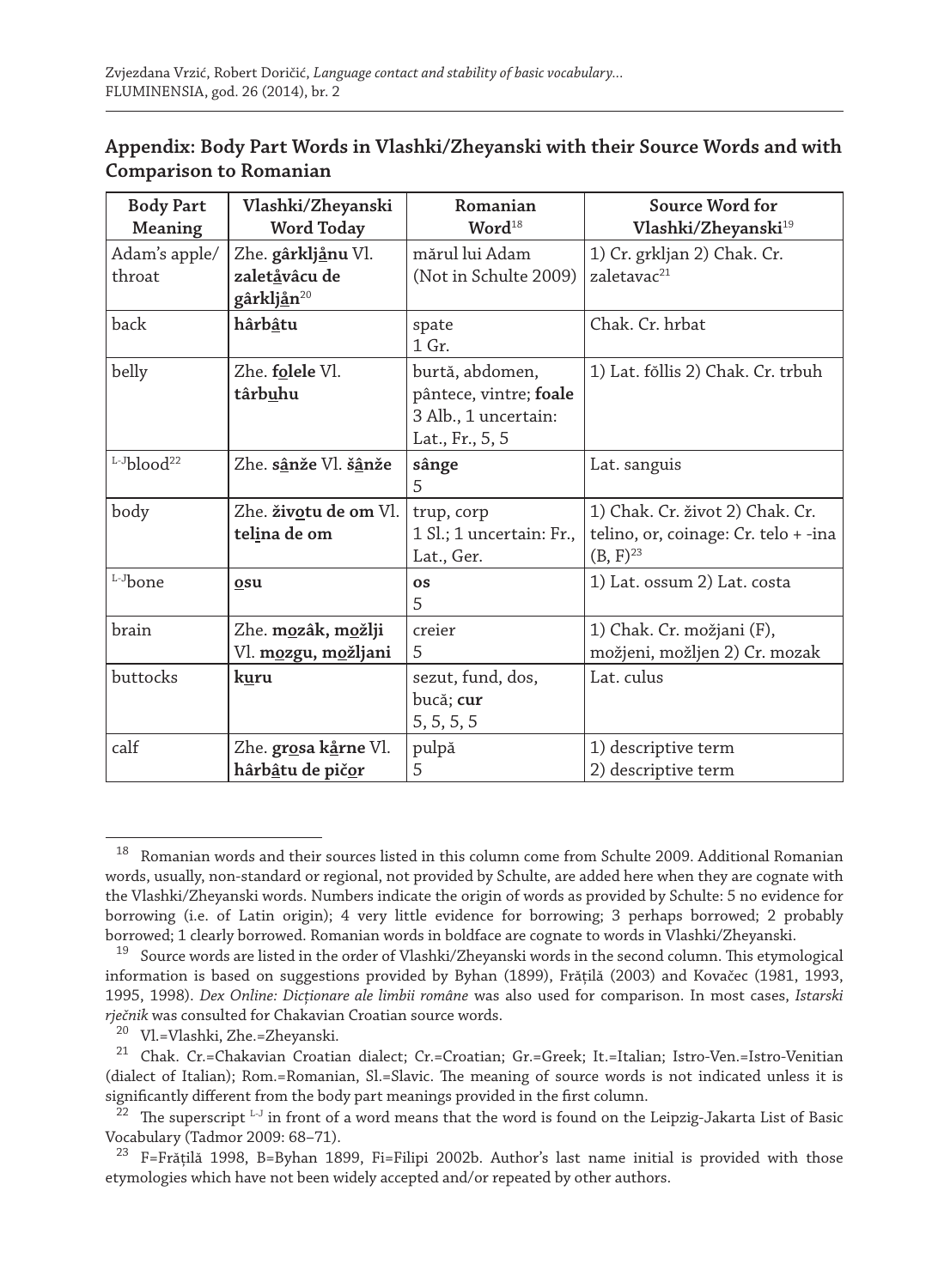## Appendix: Body Part Words in Vlashki/Zheyanski with their Source Words and with Comparison to Romanian

| Body Part Meaning | Vlashki/Zheyanski Word Today | Romanian Word[18] | Source Word for Vlashki/Zheyanski[19] |
|---|---|---|---|
| Adam's apple/ throat | Zhe. **gârkljånu** Vl. **zaletåvâcu de gârkljån**[20] | mărul lui Adam (Not in Schulte 2009) | 1) Cr. grkljan 2) Chak. Cr. zaletavac[21] |
| back | **hârbâtu** | spate 1 Gr. | Chak. Cr. hrbat |
| belly | Zhe. **folele** Vl. **târbuhu** | burtă, abdomen, pântece, vintre; **foale** 3 Alb., 1 uncertain: Lat., Fr., 5, 5 | 1) Lat. fŏllis 2) Chak. Cr. trbuh |
| [L-J]blood[22] | Zhe. **sânže** Vl. **šânže** | **sânge** 5 | Lat. sanguis |
| body | Zhe. **životu de om** Vl. **telina de om** | trup, corp 1 Sl.; 1 uncertain: Fr., Lat., Ger. | 1) Chak. Cr. život 2) Chak. Cr. telino, or, coinage: Cr. telo + -ina (B, F)[23] |
| [L-J]bone | **osu** | **os** 5 | 1) Lat. ossum 2) Lat. costa |
| brain | Zhe. **mozâk, možlji** Vl. **mozgu, možljani** | creier 5 | 1) Chak. Cr. možjani (F), možjeni, možljen 2) Cr. mozak |
| buttocks | **kuru** | sezut, fund, dos, bucă; **cur** 5, 5, 5, 5 | Lat. culus |
| calf | Zhe. **grosa kårne** Vl. **hârbâtu de pičor** | pulpă 5 | 1) descriptive term 2) descriptive term |

[18] Romanian words and their sources listed in this column come from Schulte 2009. Additional Romanian words, usually, non-standard or regional, not provided by Schulte, are added here when they are cognate with the Vlashki/Zheyanski words. Numbers indicate the origin of words as provided by Schulte: 5 no evidence for borrowing (i.e. of Latin origin); 4 very little evidence for borrowing; 3 perhaps borrowed; 2 probably borrowed; 1 clearly borrowed. Romanian words in boldface are cognate to words in Vlashki/Zheyanski.

[19] Source words are listed in the order of Vlashki/Zheyanski words in the second column. This etymological information is based on suggestions provided by Byhan (1899), Frățilă (2003) and Kovačec (1981, 1993, 1995, 1998). *Dex Online: Dicționare ale limbii române* was also used for comparison. In most cases, *Istarski rječnik* was consulted for Chakavian Croatian source words.

[20] Vl.=Vlashki, Zhe.=Zheyanski.

[21] Chak. Cr.=Chakavian Croatian dialect; Cr.=Croatian; Gr.=Greek; It.=Italian; Istro-Ven.=Istro-Venitian (dialect of Italian); Rom.=Romanian, Sl.=Slavic. The meaning of source words is not indicated unless it is significantly different from the body part meanings provided in the first column.

[22] The superscript L-J in front of a word means that the word is found on the Leipzig-Jakarta List of Basic Vocabulary (Tadmor 2009: 68–71).

[23] F=Frățilă 1998, B=Byhan 1899, Fi=Filipi 2002b. Author's last name initial is provided with those etymologies which have not been widely accepted and/or repeated by other authors.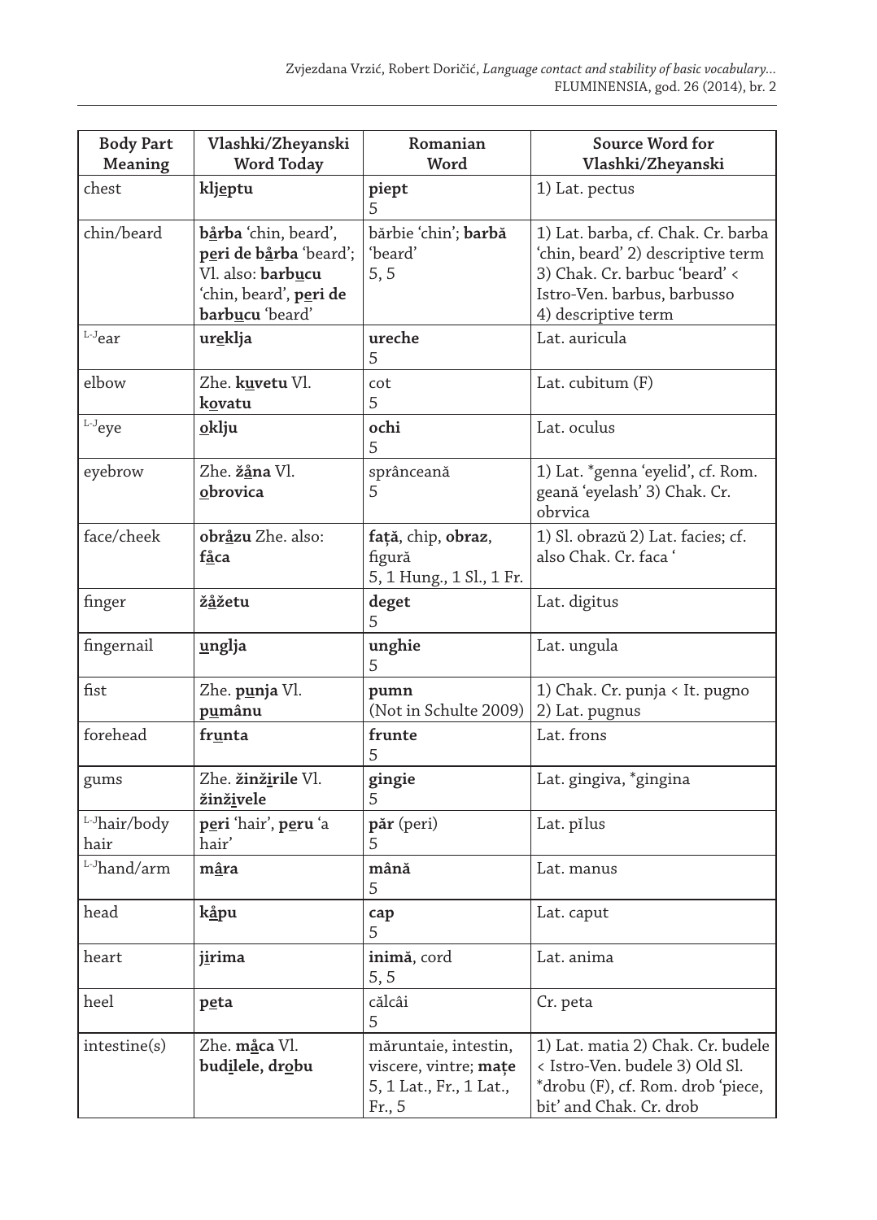| Body Part Meaning | Vlashki/Zheyanski Word Today | Romanian Word | Source Word for Vlashki/Zheyanski |
|---|---|---|---|
| chest | **klj<u>e</u>ptu** | **piept**<br>5 | 1) Lat. pectus |
| chin/beard | **b<u>å</u>rba** 'chin, beard', **p<u>e</u>ri de b<u>å</u>rba** 'beard'; Vl. also: **barb<u>u</u>cu** 'chin, beard', **p<u>e</u>ri de barb<u>u</u>cu** 'beard' | bărbie 'chin'; **barbă** 'beard'<br>5, 5 | 1) Lat. barba, cf. Chak. Cr. barba 'chin, beard' 2) descriptive term 3) Chak. Cr. barbuc 'beard' < Istro-Ven. barbus, barbusso 4) descriptive term |
| L-Jear | **ur<u>e</u>klja** | **ureche**<br>5 | Lat. auricula |
| elbow | Zhe. **k<u>u</u>vetu** Vl. **k<u>o</u>vatu** | cot<br>5 | Lat. cubitum (F) |
| L-Jeye | **<u>o</u>klju** | **ochi**<br>5 | Lat. oculus |
| eyebrow | Zhe. **ž<u>å</u>na** Vl. **<u>o</u>brovica** | sprânceană<br>5 | 1) Lat. *genna 'eyelid', cf. Rom. geană 'eyelash' 3) Chak. Cr. obrvica |
| face/cheek | **obr<u>å</u>zu** Zhe. also: **f<u>å</u>ca** | **față**, chip, **obraz**, figură<br>5, 1 Hung., 1 Sl., 1 Fr. | 1) Sl. obrazŭ 2) Lat. facies; cf. also Chak. Cr. faca ' |
| finger | **ž<u>å</u>žetu** | **deget**<br>5 | Lat. digitus |
| fingernail | **<u>u</u>nglja** | **unghie**<br>5 | Lat. ungula |
| fist | Zhe. **p<u>u</u>nja** Vl. **p<u>u</u>mânu** | **pumn**<br>(Not in Schulte 2009) | 1) Chak. Cr. punja < It. pugno 2) Lat. pugnus |
| forehead | **fr<u>u</u>nta** | **frunte**<br>5 | Lat. frons |
| gums | Zhe. **žinž<u>i</u>rile** Vl. **žinž<u>i</u>vele** | **gingie**<br>5 | Lat. gingiva, *gingina |
| L-Jhair/body hair | **p<u>e</u>ri** 'hair', **p<u>e</u>ru** 'a hair' | **păr** (peri)<br>5 | Lat. pĭlus |
| L-Jhand/arm | **m<u>â</u>ra** | **mână**<br>5 | Lat. manus |
| head | **k<u>å</u>pu** | **cap**<br>5 | Lat. caput |
| heart | **j<u>i</u>rima** | **inimă**, cord<br>5, 5 | Lat. anima |
| heel | **p<u>e</u>ta** | călcâi<br>5 | Cr. peta |
| intestine(s) | Zhe. **m<u>å</u>ca** Vl. **bud<u>i</u>lele, dr<u>o</u>bu** | măruntaie, intestin, viscere, vintre; **mațe**<br>5, 1 Lat., Fr., 1 Lat., Fr., 5 | 1) Lat. matia 2) Chak. Cr. budele < Istro-Ven. budele 3) Old Sl. *drobu (F), cf. Rom. drob 'piece, bit' and Chak. Cr. drob |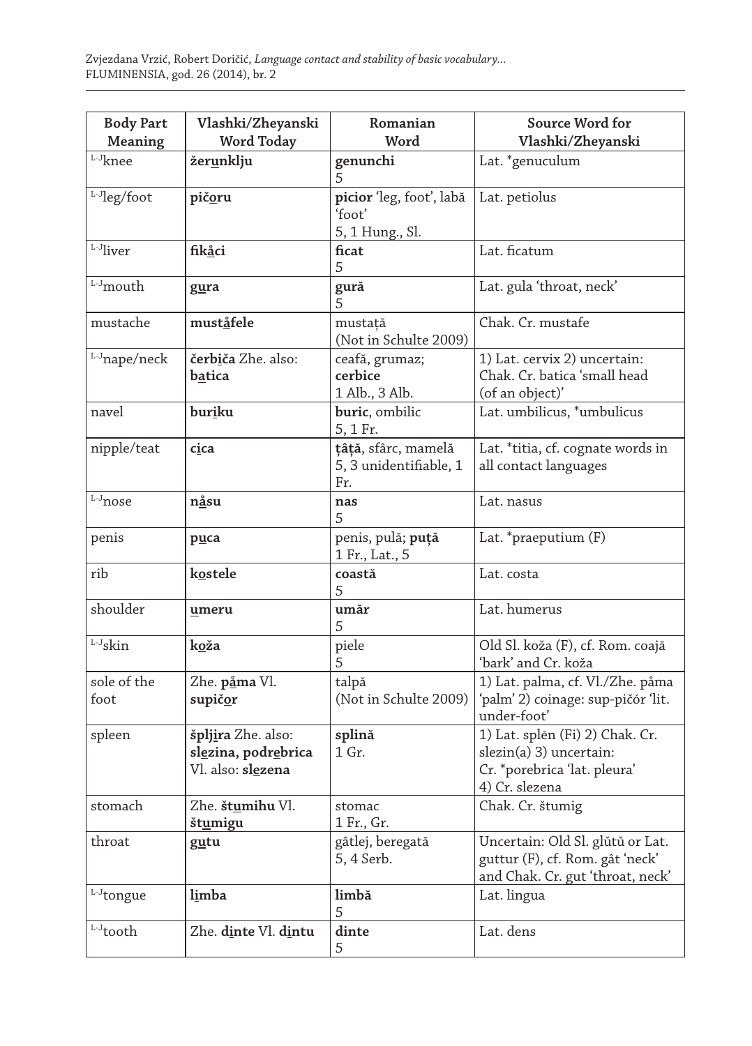| Body Part Meaning | Vlashki/Zheyanski Word Today | Romanian Word | Source Word for Vlashki/Zheyanski |
|---|---|---|---|
| L-J knee | **žerunklju** | **genunchi** 5 | Lat. *genuculum |
| L-J leg/foot | **pičoru** | **picior** 'leg, foot', labă 'foot' 5, 1 Hung., Sl. | Lat. petiolus |
| L-J liver | **fikåci** | **ficat** 5 | Lat. ficatum |
| L-J mouth | **gura** | **gură** 5 | Lat. gula 'throat, neck' |
| mustache | **muståfele** | mustață (Not in Schulte 2009) | Chak. Cr. mustafe |
| L-J nape/neck | **čerbiča** Zhe. also: **batica** | ceafă, grumaz; **cerbice** 1 Alb., 3 Alb. | 1) Lat. cervix 2) uncertain: Chak. Cr. batica 'small head (of an object)' |
| navel | **buriku** | **buric**, ombilic 5, 1 Fr. | Lat. umbilicus, *umbulicus |
| nipple/teat | **cica** | **țâță**, sfârc, mamelă 5, 3 unidentifiable, 1 Fr. | Lat. *titia, cf. cognate words in all contact languages |
| L-J nose | **nåsu** | **nas** 5 | Lat. nasus |
| penis | **puca** | penis, pulă; **puță** 1 Fr., Lat., 5 | Lat. *praeputium (F) |
| rib | **kostele** | **coastă** 5 | Lat. costa |
| shoulder | **umeru** | **umăr** 5 | Lat. humerus |
| L-J skin | **koža** | piele 5 | Old Sl. koža (F), cf. Rom. coajă 'bark' and Cr. koža |
| sole of the foot | Zhe. **påma** Vl. **supičor** | talpă (Not in Schulte 2009) | 1) Lat. palma, cf. Vl./Zhe. påma 'palm' 2) coinage: sup-pičór 'lit. under-foot' |
| spleen | **špljira** Zhe. also: **slezina, podrebrica** Vl. also: **slezena** | **splină** 1 Gr. | 1) Lat. splēn (Fi) 2) Chak. Cr. slezin(a) 3) uncertain: Cr. *porebrica 'lat. pleura' 4) Cr. slezena |
| stomach | Zhe. **štumihu** Vl. **štumigu** | stomac 1 Fr., Gr. | Chak. Cr. štumig |
| throat | **gutu** | gâtlej, beregată 5, 4 Serb. | Uncertain: Old Sl. glŭtŭ or Lat. guttur (F), cf. Rom. gât 'neck' and Chak. Cr. gut 'throat, neck' |
| L-J tongue | **limba** | **limbă** 5 | Lat. lingua |
| L-J tooth | Zhe. **dinte** Vl. **dintu** | **dinte** 5 | Lat. dens |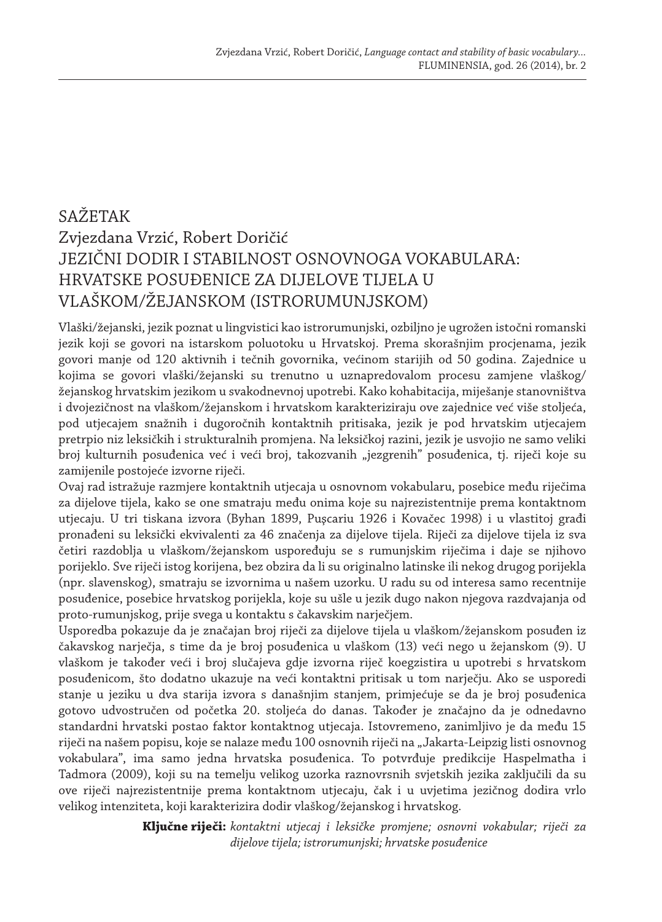# SAŽETAK

Zvjezdana Vrzić, Robert Doričić

## JEZIČNI DODIR I STABILNOST OSNOVNOGA VOKABULARA: HRVATSKE POSUĐENICE ZA DIJELOVE TIJELA U VLAŠKOM/ŽEJANSKOM (ISTRORUMUNJSKOM)

Vlaški/žejanski, jezik poznat u lingvistici kao istrorumunjski, ozbiljno je ugrožen istočni romanski jezik koji se govori na istarskom poluotoku u Hrvatskoj. Prema skorašnjim procjenama, jezik govori manje od 120 aktivnih i tečnih govornika, većinom starijih od 50 godina. Zajednice u kojima se govori vlaški/žejanski su trenutno u uznapredovalom procesu zamjene vlaškog/žejanskog hrvatskim jezikom u svakodnevnoj upotrebi. Kako kohabitacija, miješanje stanovništva i dvojezičnost na vlaškom/žejanskom i hrvatskom karakteriziraju ove zajednice već više stoljeća, pod utjecajem snažnih i dugoročnih kontaktnih pritisaka, jezik je pod hrvatskim utjecajem pretrpio niz leksičkih i strukturalnih promjena. Na leksičkoj razini, jezik je usvojio ne samo veliki broj kulturnih posuđenica već i veći broj, takozvanih „jezgrenih" posuđenica, tj. riječi koje su zamijenile postojeće izvorne riječi.

Ovaj rad istražuje razmjere kontaktnih utjecaja u osnovnom vokabularu, posebice među riječima za dijelove tijela, kako se one smatraju među onima koje su najrezistentnije prema kontaktnom utjecaju. U tri tiskana izvora (Byhan 1899, Pușcariu 1926 i Kovačec 1998) i u vlastitoj građi pronađeni su leksički ekvivalenti za 46 značenja za dijelove tijela. Riječi za dijelove tijela iz sva četiri razdoblja u vlaškom/žejanskom uspoređuju se s rumunjskim riječima i daje se njihovo porijeklo. Sve riječi istog korijena, bez obzira da li su originalno latinske ili nekog drugog porijekla (npr. slavenskog), smatraju se izvornima u našem uzorku. U radu su od interesa samo recentnije posuđenice, posebice hrvatskog porijekla, koje su ušle u jezik dugo nakon njegova razdvajanja od proto-rumunjskog, prije svega u kontaktu s čakavskim narječjem.

Usporedba pokazuje da je značajan broj riječi za dijelove tijela u vlaškom/žejanskom posuđen iz čakavskog narječja, s time da je broj posuđenica u vlaškom (13) veći nego u žejanskom (9). U vlaškom je također veći i broj slučajeva gdje izvorna riječ koegzistira u upotrebi s hrvatskom posuđenicom, što dodatno ukazuje na veći kontaktni pritisak u tom narječju. Ako se usporedi stanje u jeziku u dva starija izvora s današnjim stanjem, primjećuje se da je broj posuđenica gotovo udvostručen od početka 20. stoljeća do danas. Također je značajno da je odnedavno standardni hrvatski postao faktor kontaktnog utjecaja. Istovremeno, zanimljivo je da među 15 riječi na našem popisu, koje se nalaze među 100 osnovnih riječi na „Jakarta-Leipzig listi osnovnog vokabulara", ima samo jedna hrvatska posuđenica. To potvrđuje predikcije Haspelmatha i Tadmora (2009), koji su na temelju velikog uzorka raznovrsnih svjetskih jezika zaključili da su ove riječi najrezistentnije prema kontaktnom utjecaju, čak i u uvjetima jezičnog dodira vrlo velikog intenziteta, koji karakterizira dodir vlaškog/žejanskog i hrvatskog.

**Ključne riječi:** *kontaktni utjecaj i leksičke promjene; osnovni vokabular; riječi za dijelove tijela; istrorumunjski; hrvatske posuđenice*